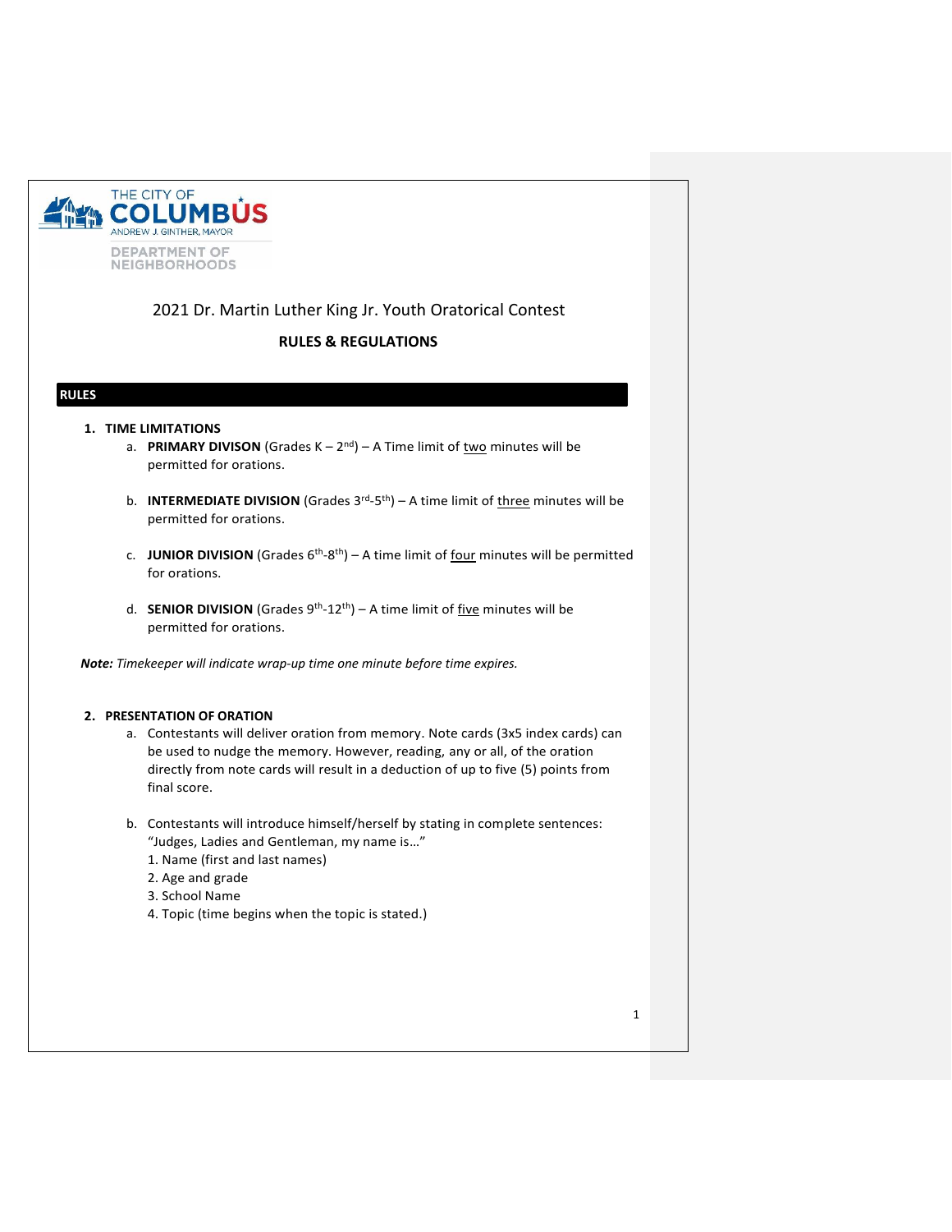THE CITY OF COLUMBUS
ANDREW J. GINTHER, MAYOR
DEPARTMENT OF NEIGHBORHOODS

# 2021 Dr. Martin Luther King Jr. Youth Oratorical Contest

## RULES & REGULATIONS

## RULES

1. **TIME LIMITATIONS**
   a. **PRIMARY DIVISON** (Grades K – 2nd) – A Time limit of two minutes will be permitted for orations.

   b. **INTERMEDIATE DIVISION** (Grades 3rd-5th) – A time limit of three minutes will be permitted for orations.

   c. **JUNIOR DIVISION** (Grades 6th-8th) – A time limit of four minutes will be permitted for orations.

   d. **SENIOR DIVISION** (Grades 9th-12th) – A time limit of five minutes will be permitted for orations.

***Note:*** *Timekeeper will indicate wrap-up time one minute before time expires.*

2. **PRESENTATION OF ORATION**
   a. Contestants will deliver oration from memory. Note cards (3x5 index cards) can be used to nudge the memory. However, reading, any or all, of the oration directly from note cards will result in a deduction of up to five (5) points from final score.

   b. Contestants will introduce himself/herself by stating in complete sentences: "Judges, Ladies and Gentleman, my name is…"
   1. Name (first and last names)
   2. Age and grade
   3. School Name
   4. Topic (time begins when the topic is stated.)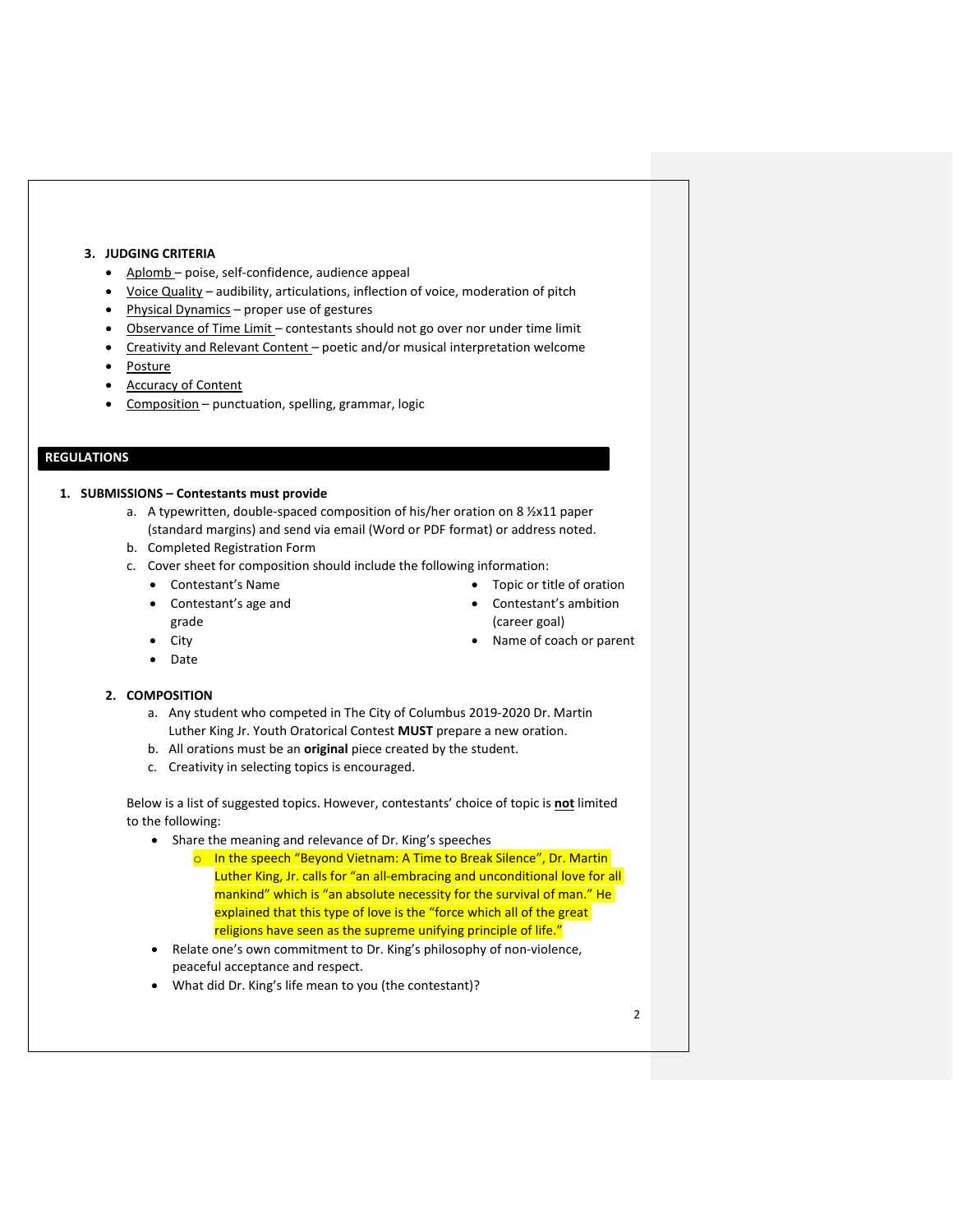### 3. JUDGING CRITERIA

- Aplomb – poise, self-confidence, audience appeal
- Voice Quality – audibility, articulations, inflection of voice, moderation of pitch
- Physical Dynamics – proper use of gestures
- Observance of Time Limit – contestants should not go over nor under time limit
- Creativity and Relevant Content – poetic and/or musical interpretation welcome
- Posture
- Accuracy of Content
- Composition – punctuation, spelling, grammar, logic

## REGULATIONS

### 1. SUBMISSIONS – Contestants must provide

a. A typewritten, double-spaced composition of his/her oration on 8 ½x11 paper (standard margins) and send via email (Word or PDF format) or address noted.

b. Completed Registration Form

c. Cover sheet for composition should include the following information:

- Contestant's Name
- Contestant's age and grade
- City
- Date
- Topic or title of oration
- Contestant's ambition (career goal)
- Name of coach or parent

### 2. COMPOSITION

a. Any student who competed in The City of Columbus 2019-2020 Dr. Martin Luther King Jr. Youth Oratorical Contest **MUST** prepare a new oration.

b. All orations must be an **original** piece created by the student.

c. Creativity in selecting topics is encouraged.

Below is a list of suggested topics. However, contestants' choice of topic is **not** limited to the following:

- Share the meaning and relevance of Dr. King's speeches
  - In the speech "Beyond Vietnam: A Time to Break Silence", Dr. Martin Luther King, Jr. calls for "an all-embracing and unconditional love for all mankind" which is "an absolute necessity for the survival of man." He explained that this type of love is the "force which all of the great religions have seen as the supreme unifying principle of life."
- Relate one's own commitment to Dr. King's philosophy of non-violence, peaceful acceptance and respect.
- What did Dr. King's life mean to you (the contestant)?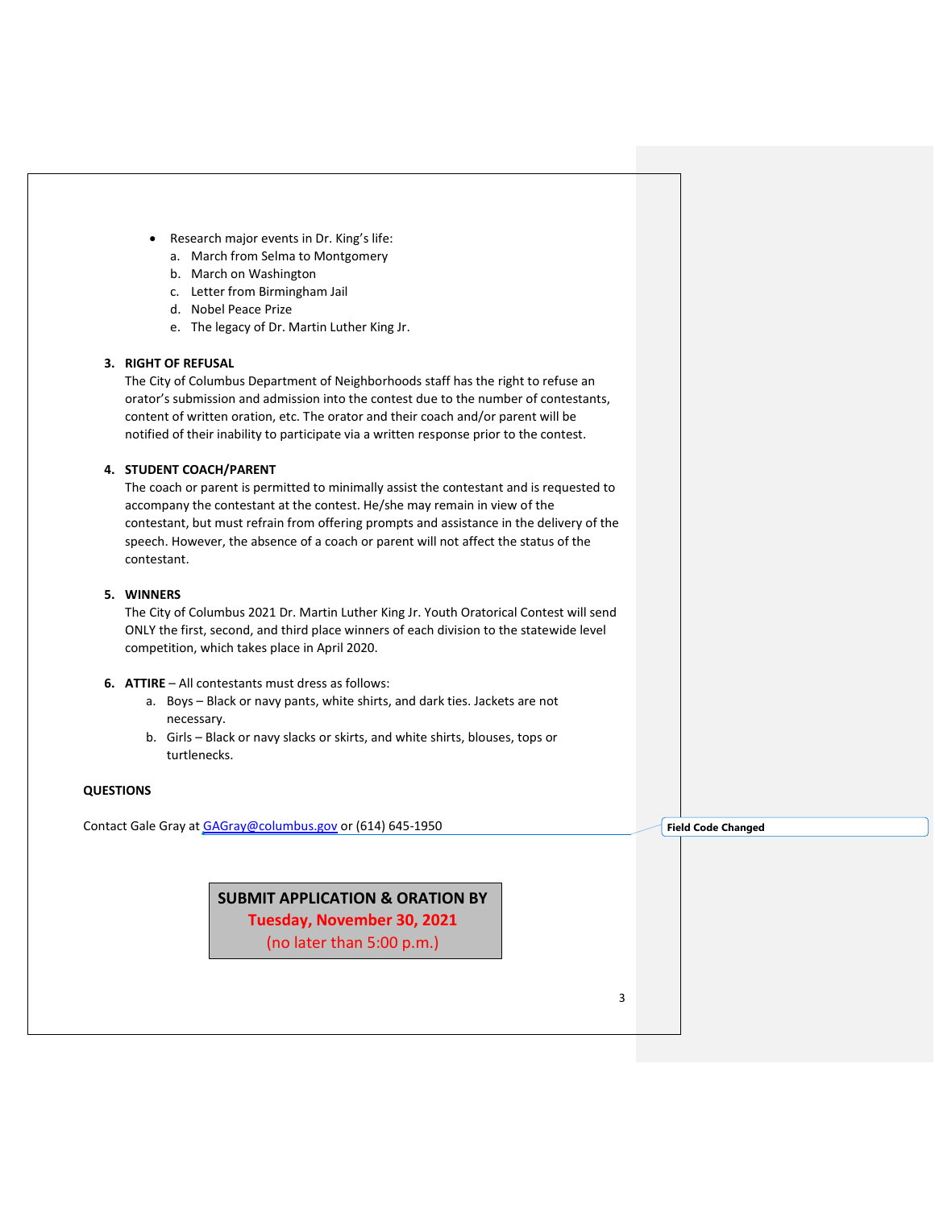- Research major events in Dr. King's life:
    a. March from Selma to Montgomery
    b. March on Washington
    c. Letter from Birmingham Jail
    d. Nobel Peace Prize
    e. The legacy of Dr. Martin Luther King Jr.

3. **RIGHT OF REFUSAL**
   The City of Columbus Department of Neighborhoods staff has the right to refuse an orator's submission and admission into the contest due to the number of contestants, content of written oration, etc. The orator and their coach and/or parent will be notified of their inability to participate via a written response prior to the contest.

4. **STUDENT COACH/PARENT**
   The coach or parent is permitted to minimally assist the contestant and is requested to accompany the contestant at the contest. He/she may remain in view of the contestant, but must refrain from offering prompts and assistance in the delivery of the speech. However, the absence of a coach or parent will not affect the status of the contestant.

5. **WINNERS**
   The City of Columbus 2021 Dr. Martin Luther King Jr. Youth Oratorical Contest will send ONLY the first, second, and third place winners of each division to the statewide level competition, which takes place in April 2020.

6. **ATTIRE** – All contestants must dress as follows:
    a. Boys – Black or navy pants, white shirts, and dark ties. Jackets are not necessary.
    b. Girls – Black or navy slacks or skirts, and white shirts, blouses, tops or turtlenecks.

**QUESTIONS**

Contact Gale Gray at GAGray@columbus.gov or (614) 645-1950

**SUBMIT APPLICATION & ORATION BY**
**Tuesday, November 30, 2021**
(no later than 5:00 p.m.)